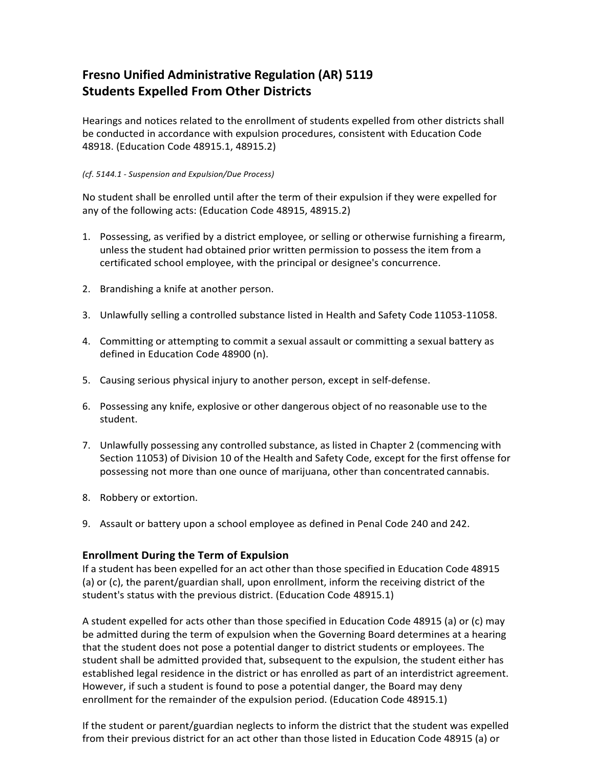# Fresno Unified Administrative Regulation (AR) 5119
# Students Expelled From Other Districts

Hearings and notices related to the enrollment of students expelled from other districts shall be conducted in accordance with expulsion procedures, consistent with Education Code 48918. (Education Code 48915.1, 48915.2)

*(cf. 5144.1 - Suspension and Expulsion/Due Process)*

No student shall be enrolled until after the term of their expulsion if they were expelled for any of the following acts: (Education Code 48915, 48915.2)

1. Possessing, as verified by a district employee, or selling or otherwise furnishing a firearm, unless the student had obtained prior written permission to possess the item from a certificated school employee, with the principal or designee's concurrence.
2. Brandishing a knife at another person.
3. Unlawfully selling a controlled substance listed in Health and Safety Code 11053-11058.
4. Committing or attempting to commit a sexual assault or committing a sexual battery as defined in Education Code 48900 (n).
5. Causing serious physical injury to another person, except in self-defense.
6. Possessing any knife, explosive or other dangerous object of no reasonable use to the student.
7. Unlawfully possessing any controlled substance, as listed in Chapter 2 (commencing with Section 11053) of Division 10 of the Health and Safety Code, except for the first offense for possessing not more than one ounce of marijuana, other than concentrated cannabis.
8. Robbery or extortion.
9. Assault or battery upon a school employee as defined in Penal Code 240 and 242.

## Enrollment During the Term of Expulsion

If a student has been expelled for an act other than those specified in Education Code 48915 (a) or (c), the parent/guardian shall, upon enrollment, inform the receiving district of the student's status with the previous district. (Education Code 48915.1)

A student expelled for acts other than those specified in Education Code 48915 (a) or (c) may be admitted during the term of expulsion when the Governing Board determines at a hearing that the student does not pose a potential danger to district students or employees. The student shall be admitted provided that, subsequent to the expulsion, the student either has established legal residence in the district or has enrolled as part of an interdistrict agreement. However, if such a student is found to pose a potential danger, the Board may deny enrollment for the remainder of the expulsion period. (Education Code 48915.1)

If the student or parent/guardian neglects to inform the district that the student was expelled from their previous district for an act other than those listed in Education Code 48915 (a) or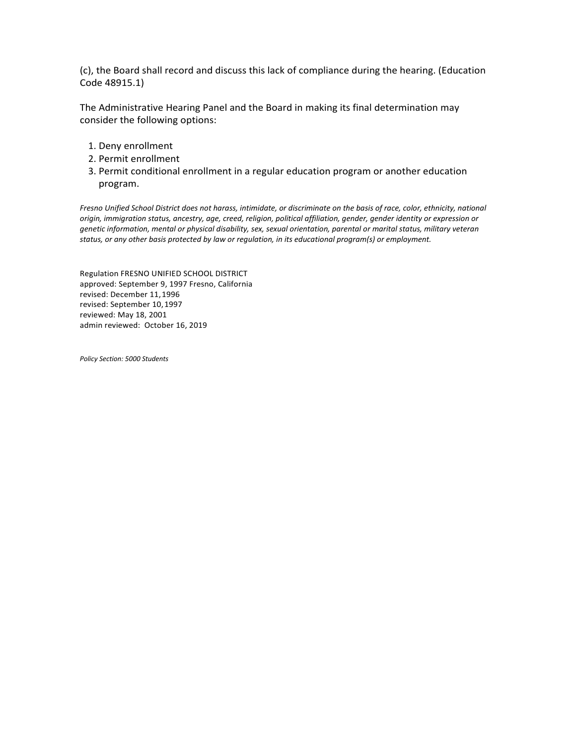(c), the Board shall record and discuss this lack of compliance during the hearing. (Education Code 48915.1)

The Administrative Hearing Panel and the Board in making its final determination may consider the following options:

1. Deny enrollment
2. Permit enrollment
3. Permit conditional enrollment in a regular education program or another education program.

*Fresno Unified School District does not harass, intimidate, or discriminate on the basis of race, color, ethnicity, national origin, immigration status, ancestry, age, creed, religion, political affiliation, gender, gender identity or expression or genetic information, mental or physical disability, sex, sexual orientation, parental or marital status, military veteran status, or any other basis protected by law or regulation, in its educational program(s) or employment.*

Regulation FRESNO UNIFIED SCHOOL DISTRICT
approved: September 9, 1997 Fresno, California
revised: December 11, 1996
revised: September 10, 1997
reviewed: May 18, 2001
admin reviewed: October 16, 2019

*Policy Section: 5000 Students*